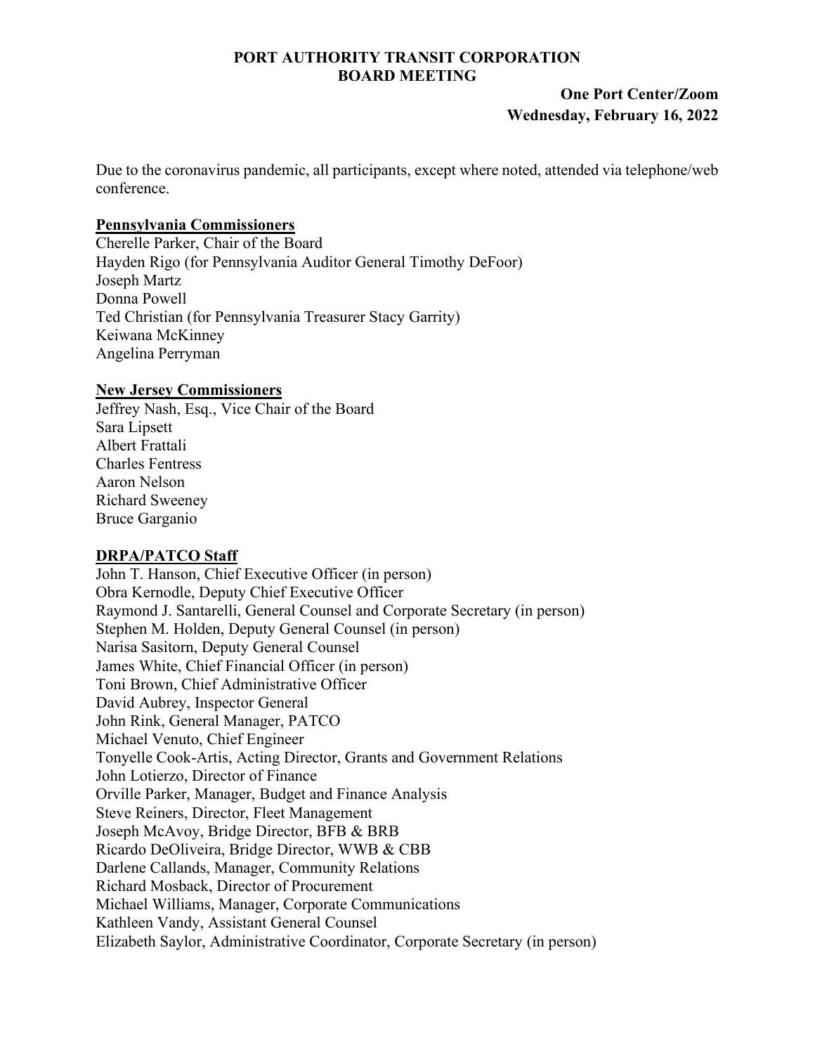# PORT AUTHORITY TRANSIT CORPORATION
## BOARD MEETING

**One Port Center/Zoom**
**Wednesday, February 16, 2022**

Due to the coronavirus pandemic, all participants, except where noted, attended via telephone/web conference.

**Pennsylvania Commissioners**

Cherelle Parker, Chair of the Board
Hayden Rigo (for Pennsylvania Auditor General Timothy DeFoor)
Joseph Martz
Donna Powell
Ted Christian (for Pennsylvania Treasurer Stacy Garrity)
Keiwana McKinney
Angelina Perryman

**New Jersey Commissioners**

Jeffrey Nash, Esq., Vice Chair of the Board
Sara Lipsett
Albert Frattali
Charles Fentress
Aaron Nelson
Richard Sweeney
Bruce Garganio

**DRPA/PATCO Staff**

John T. Hanson, Chief Executive Officer (in person)
Obra Kernodle, Deputy Chief Executive Officer
Raymond J. Santarelli, General Counsel and Corporate Secretary (in person)
Stephen M. Holden, Deputy General Counsel (in person)
Narisa Sasitorn, Deputy General Counsel
James White, Chief Financial Officer (in person)
Toni Brown, Chief Administrative Officer
David Aubrey, Inspector General
John Rink, General Manager, PATCO
Michael Venuto, Chief Engineer
Tonyelle Cook-Artis, Acting Director, Grants and Government Relations
John Lotierzo, Director of Finance
Orville Parker, Manager, Budget and Finance Analysis
Steve Reiners, Director, Fleet Management
Joseph McAvoy, Bridge Director, BFB & BRB
Ricardo DeOliveira, Bridge Director, WWB & CBB
Darlene Callands, Manager, Community Relations
Richard Mosback, Director of Procurement
Michael Williams, Manager, Corporate Communications
Kathleen Vandy, Assistant General Counsel
Elizabeth Saylor, Administrative Coordinator, Corporate Secretary (in person)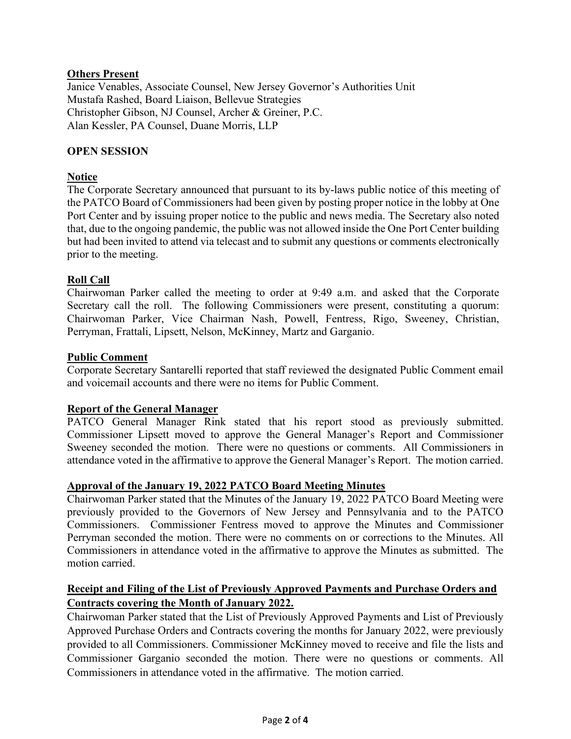**Others Present**
Janice Venables, Associate Counsel, New Jersey Governor's Authorities Unit
Mustafa Rashed, Board Liaison, Bellevue Strategies
Christopher Gibson, NJ Counsel, Archer & Greiner, P.C.
Alan Kessler, PA Counsel, Duane Morris, LLP

**OPEN SESSION**

**Notice**

The Corporate Secretary announced that pursuant to its by-laws public notice of this meeting of the PATCO Board of Commissioners had been given by posting proper notice in the lobby at One Port Center and by issuing proper notice to the public and news media. The Secretary also noted that, due to the ongoing pandemic, the public was not allowed inside the One Port Center building but had been invited to attend via telecast and to submit any questions or comments electronically prior to the meeting.

**Roll Call**

Chairwoman Parker called the meeting to order at 9:49 a.m. and asked that the Corporate Secretary call the roll. The following Commissioners were present, constituting a quorum: Chairwoman Parker, Vice Chairman Nash, Powell, Fentress, Rigo, Sweeney, Christian, Perryman, Frattali, Lipsett, Nelson, McKinney, Martz and Garganio.

**Public Comment**

Corporate Secretary Santarelli reported that staff reviewed the designated Public Comment email and voicemail accounts and there were no items for Public Comment.

**Report of the General Manager**

PATCO General Manager Rink stated that his report stood as previously submitted. Commissioner Lipsett moved to approve the General Manager's Report and Commissioner Sweeney seconded the motion. There were no questions or comments. All Commissioners in attendance voted in the affirmative to approve the General Manager's Report. The motion carried.

**Approval of the January 19, 2022 PATCO Board Meeting Minutes**

Chairwoman Parker stated that the Minutes of the January 19, 2022 PATCO Board Meeting were previously provided to the Governors of New Jersey and Pennsylvania and to the PATCO Commissioners. Commissioner Fentress moved to approve the Minutes and Commissioner Perryman seconded the motion. There were no comments on or corrections to the Minutes. All Commissioners in attendance voted in the affirmative to approve the Minutes as submitted. The motion carried.

**Receipt and Filing of the List of Previously Approved Payments and Purchase Orders and Contracts covering the Month of January 2022.**

Chairwoman Parker stated that the List of Previously Approved Payments and List of Previously Approved Purchase Orders and Contracts covering the months for January 2022, were previously provided to all Commissioners. Commissioner McKinney moved to receive and file the lists and Commissioner Garganio seconded the motion. There were no questions or comments. All Commissioners in attendance voted in the affirmative. The motion carried.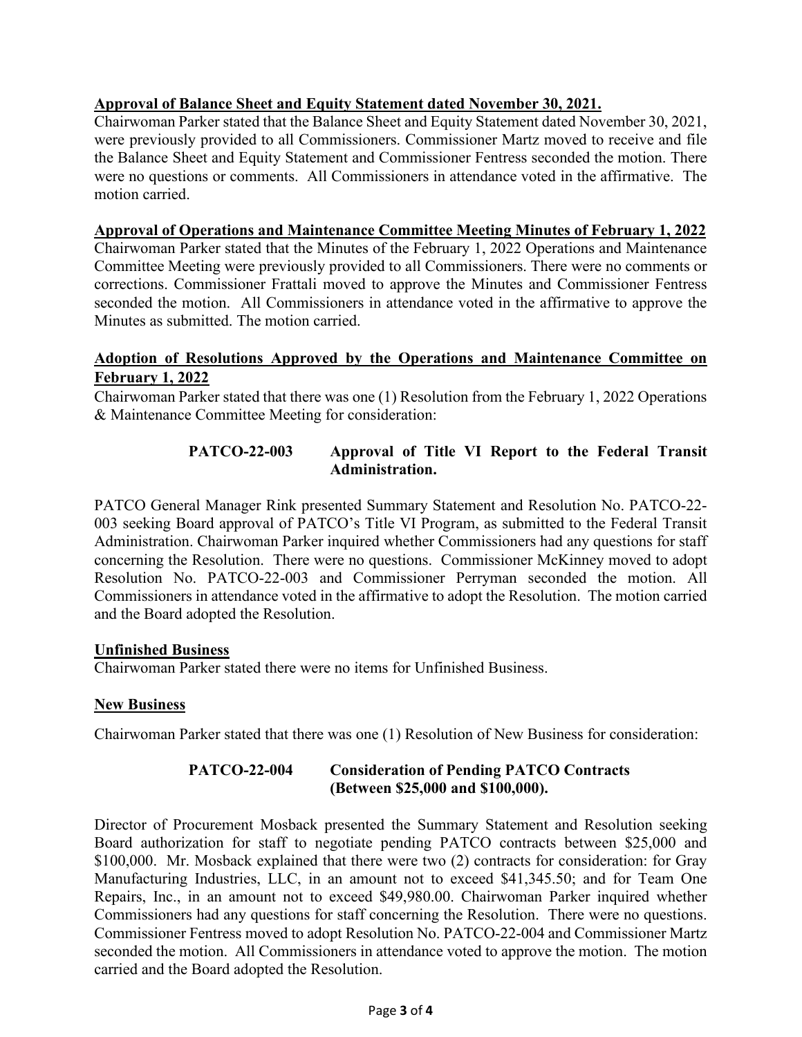**Approval of Balance Sheet and Equity Statement dated November 30, 2021.**

Chairwoman Parker stated that the Balance Sheet and Equity Statement dated November 30, 2021, were previously provided to all Commissioners. Commissioner Martz moved to receive and file the Balance Sheet and Equity Statement and Commissioner Fentress seconded the motion. There were no questions or comments. All Commissioners in attendance voted in the affirmative. The motion carried.

**Approval of Operations and Maintenance Committee Meeting Minutes of February 1, 2022**

Chairwoman Parker stated that the Minutes of the February 1, 2022 Operations and Maintenance Committee Meeting were previously provided to all Commissioners. There were no comments or corrections. Commissioner Frattali moved to approve the Minutes and Commissioner Fentress seconded the motion. All Commissioners in attendance voted in the affirmative to approve the Minutes as submitted. The motion carried.

**Adoption of Resolutions Approved by the Operations and Maintenance Committee on February 1, 2022**

Chairwoman Parker stated that there was one (1) Resolution from the February 1, 2022 Operations & Maintenance Committee Meeting for consideration:

**PATCO-22-003 Approval of Title VI Report to the Federal Transit Administration.**

PATCO General Manager Rink presented Summary Statement and Resolution No. PATCO-22-003 seeking Board approval of PATCO's Title VI Program, as submitted to the Federal Transit Administration. Chairwoman Parker inquired whether Commissioners had any questions for staff concerning the Resolution. There were no questions. Commissioner McKinney moved to adopt Resolution No. PATCO-22-003 and Commissioner Perryman seconded the motion. All Commissioners in attendance voted in the affirmative to adopt the Resolution. The motion carried and the Board adopted the Resolution.

**Unfinished Business**

Chairwoman Parker stated there were no items for Unfinished Business.

**New Business**

Chairwoman Parker stated that there was one (1) Resolution of New Business for consideration:

**PATCO-22-004 Consideration of Pending PATCO Contracts (Between $25,000 and $100,000).**

Director of Procurement Mosback presented the Summary Statement and Resolution seeking Board authorization for staff to negotiate pending PATCO contracts between $25,000 and $100,000. Mr. Mosback explained that there were two (2) contracts for consideration: for Gray Manufacturing Industries, LLC, in an amount not to exceed $41,345.50; and for Team One Repairs, Inc., in an amount not to exceed $49,980.00. Chairwoman Parker inquired whether Commissioners had any questions for staff concerning the Resolution. There were no questions. Commissioner Fentress moved to adopt Resolution No. PATCO-22-004 and Commissioner Martz seconded the motion. All Commissioners in attendance voted to approve the motion. The motion carried and the Board adopted the Resolution.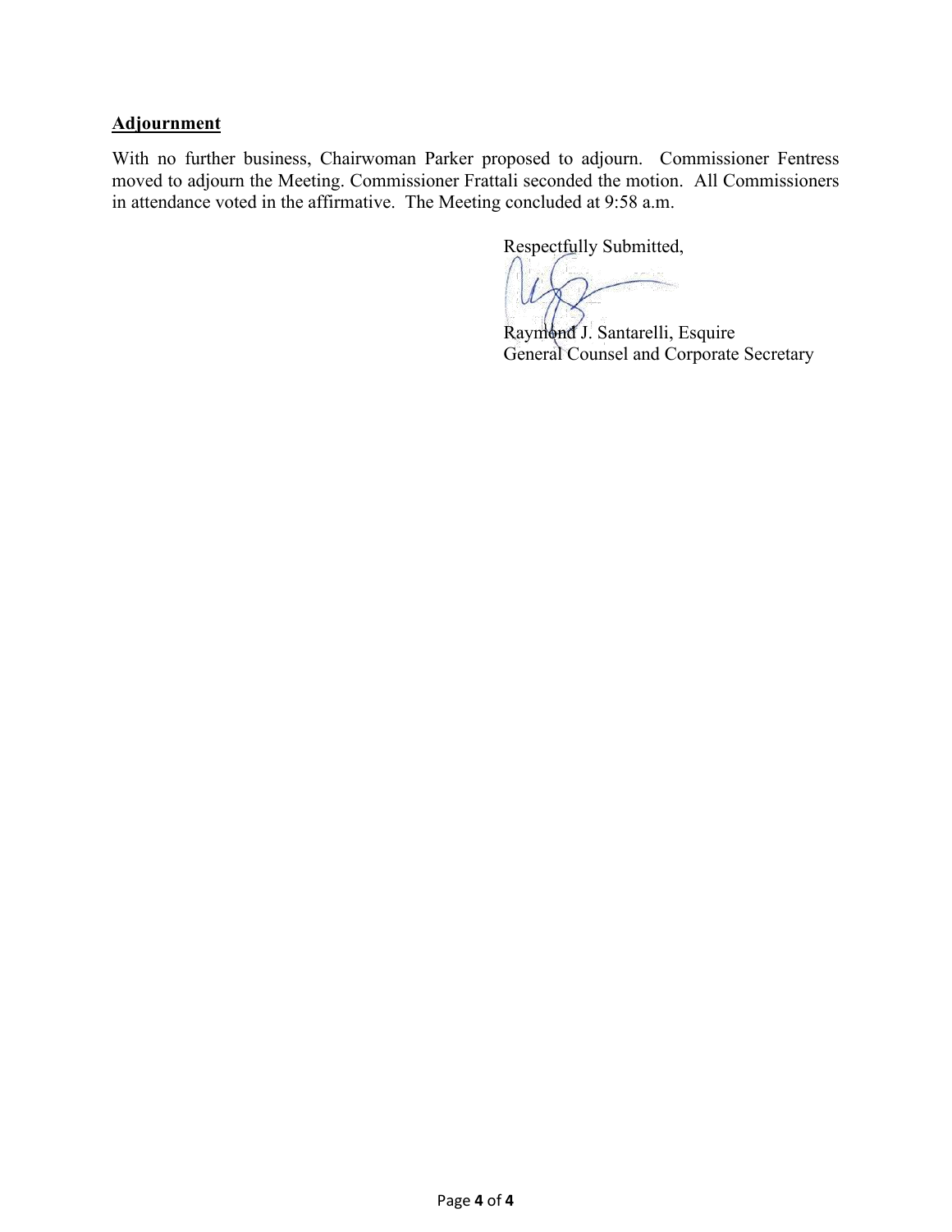**Adjournment**

With no further business, Chairwoman Parker proposed to adjourn. Commissioner Fentress moved to adjourn the Meeting. Commissioner Frattali seconded the motion. All Commissioners in attendance voted in the affirmative. The Meeting concluded at 9:58 a.m.

Respectfully Submitted,

Raymond J. Santarelli, Esquire
General Counsel and Corporate Secretary